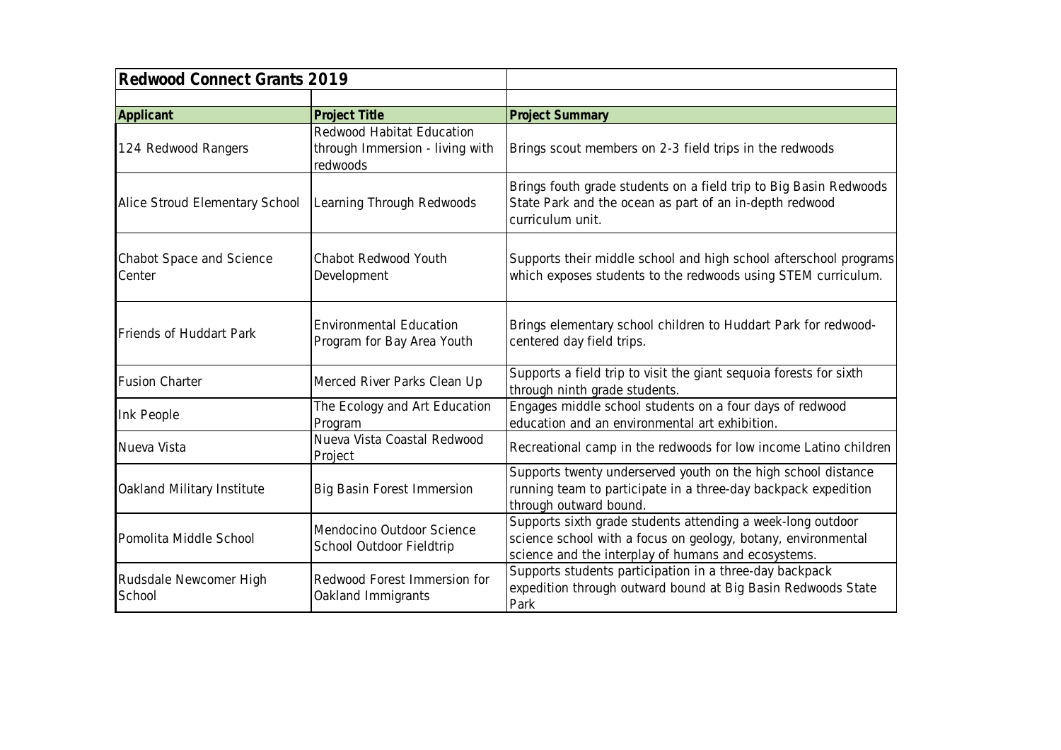## Redwood Connect Grants 2019

| Applicant | Project Title | Project Summary |
|---|---|---|
| 124 Redwood Rangers | Redwood Habitat Education through Immersion - living with redwoods | Brings scout members on 2-3 field trips in the redwoods |
| Alice Stroud Elementary School | Learning Through Redwoods | Brings fouth grade students on a field trip to Big Basin Redwoods State Park and the ocean as part of an in-depth redwood curriculum unit. |
| Chabot Space and Science Center | Chabot Redwood Youth Development | Supports their middle school and high school afterschool programs which exposes students to the redwoods using STEM curriculum. |
| Friends of Huddart Park | Environmental Education Program for Bay Area Youth | Brings elementary school children to Huddart Park for redwood-centered day field trips. |
| Fusion Charter | Merced River Parks Clean Up | Supports a field trip to visit the giant sequoia forests for sixth through ninth grade students. |
| Ink People | The Ecology and Art Education Program | Engages middle school students on a four days of redwood education and an environmental art exhibition. |
| Nueva Vista | Nueva Vista Coastal Redwood Project | Recreational camp in the redwoods for low income Latino children |
| Oakland Military Institute | Big Basin Forest Immersion | Supports twenty underserved youth on the high school distance running team to participate in a three-day backpack expedition through outward bound. |
| Pomolita Middle School | Mendocino Outdoor Science School Outdoor Fieldtrip | Supports sixth grade students attending a week-long outdoor science school with a focus on geology, botany, environmental science and the interplay of humans and ecosystems. |
| Rudsdale Newcomer High School | Redwood Forest Immersion for Oakland Immigrants | Supports students participation in a three-day backpack expedition through outward bound at Big Basin Redwoods State Park |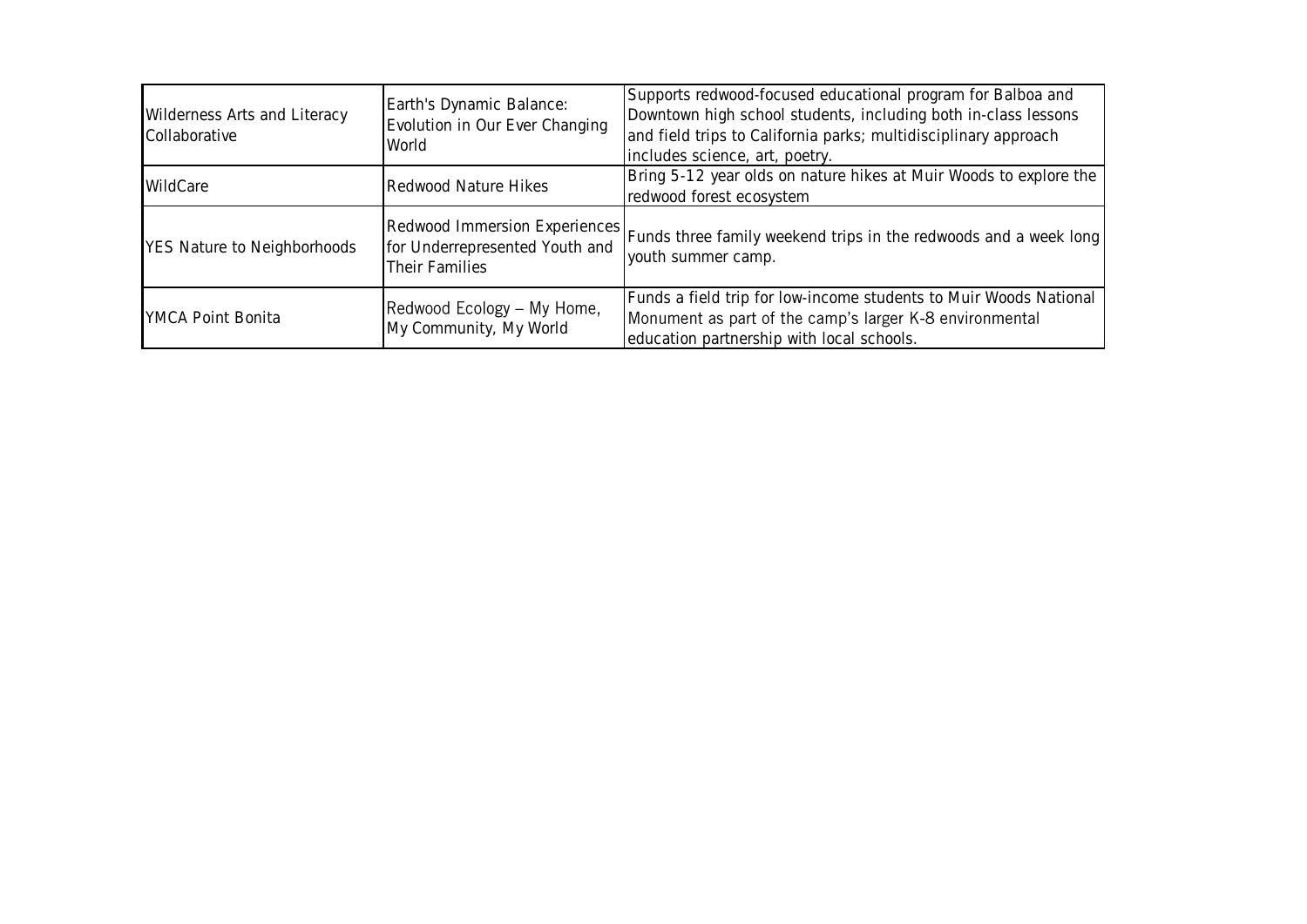| | | |
|---|---|---|
| Wilderness Arts and Literacy Collaborative | Earth's Dynamic Balance: Evolution in Our Ever Changing World | Supports redwood-focused educational program for Balboa and Downtown high school students, including both in-class lessons and field trips to California parks; multidisciplinary approach includes science, art, poetry. |
| WildCare | Redwood Nature Hikes | Bring 5-12 year olds on nature hikes at Muir Woods to explore the redwood forest ecosystem |
| YES Nature to Neighborhoods | Redwood Immersion Experiences for Underrepresented Youth and Their Families | Funds three family weekend trips in the redwoods and a week long youth summer camp. |
| YMCA Point Bonita | Redwood Ecology – My Home, My Community, My World | Funds a field trip for low-income students to Muir Woods National Monument as part of the camp's larger K-8 environmental education partnership with local schools. |